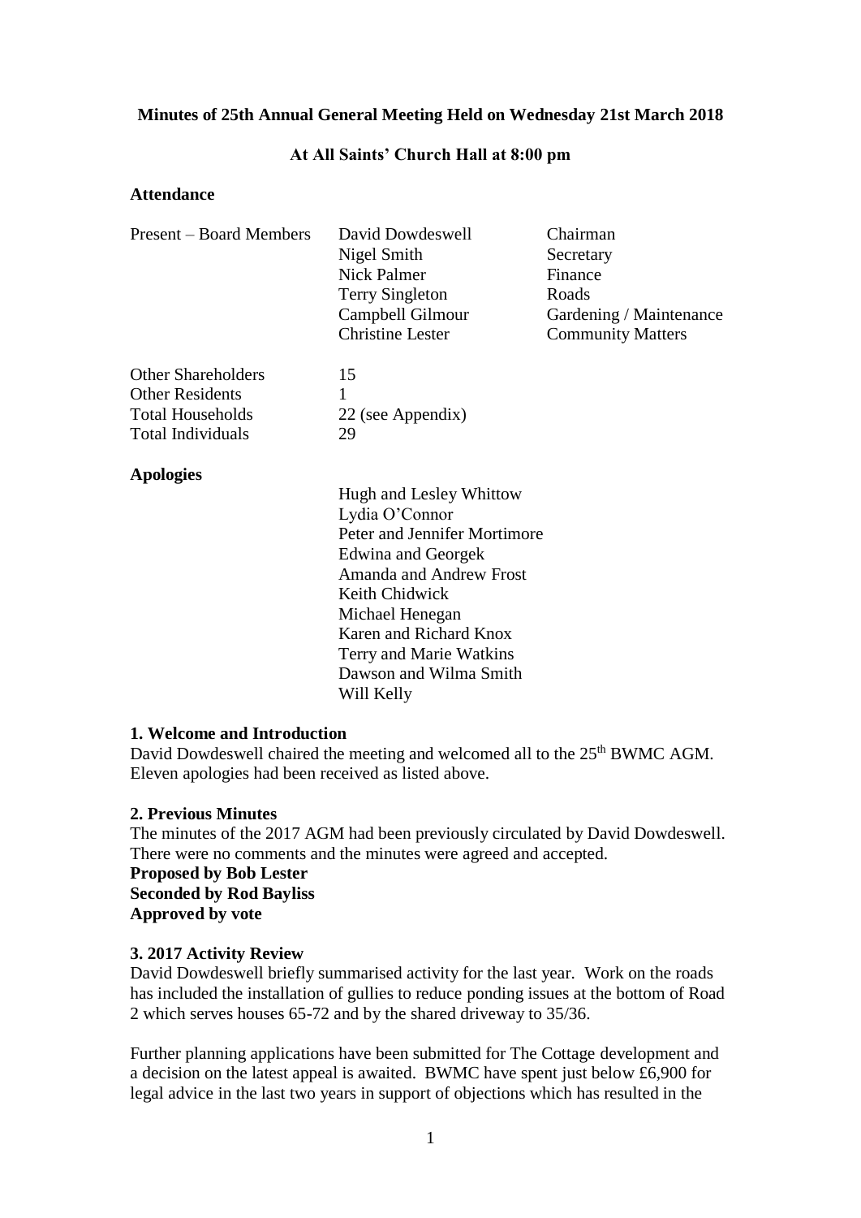**Minutes of 25th Annual General Meeting Held on Wednesday 21st March 2018**

**At All Saints' Church Hall at 8:00 pm**

**Attendance**

| | | |
|---|---|---|
| Present – Board Members | David Dowdeswell | Chairman |
| | Nigel Smith | Secretary |
| | Nick Palmer | Finance |
| | Terry Singleton | Roads |
| | Campbell Gilmour | Gardening / Maintenance |
| | Christine Lester | Community Matters |
| Other Shareholders | 15 | |
| Other Residents | 1 | |
| Total Households | 22 (see Appendix) | |
| Total Individuals | 29 | |

**Apologies**

Hugh and Lesley Whittow
Lydia O'Connor
Peter and Jennifer Mortimore
Edwina and Georgek
Amanda and Andrew Frost
Keith Chidwick
Michael Henegan
Karen and Richard Knox
Terry and Marie Watkins
Dawson and Wilma Smith
Will Kelly

**1. Welcome and Introduction**

David Dowdeswell chaired the meeting and welcomed all to the 25th BWMC AGM. Eleven apologies had been received as listed above.

**2. Previous Minutes**

The minutes of the 2017 AGM had been previously circulated by David Dowdeswell. There were no comments and the minutes were agreed and accepted.

**Proposed by Bob Lester**
**Seconded by Rod Bayliss**
**Approved by vote**

**3. 2017 Activity Review**

David Dowdeswell briefly summarised activity for the last year. Work on the roads has included the installation of gullies to reduce ponding issues at the bottom of Road 2 which serves houses 65-72 and by the shared driveway to 35/36.

Further planning applications have been submitted for The Cottage development and a decision on the latest appeal is awaited. BWMC have spent just below £6,900 for legal advice in the last two years in support of objections which has resulted in the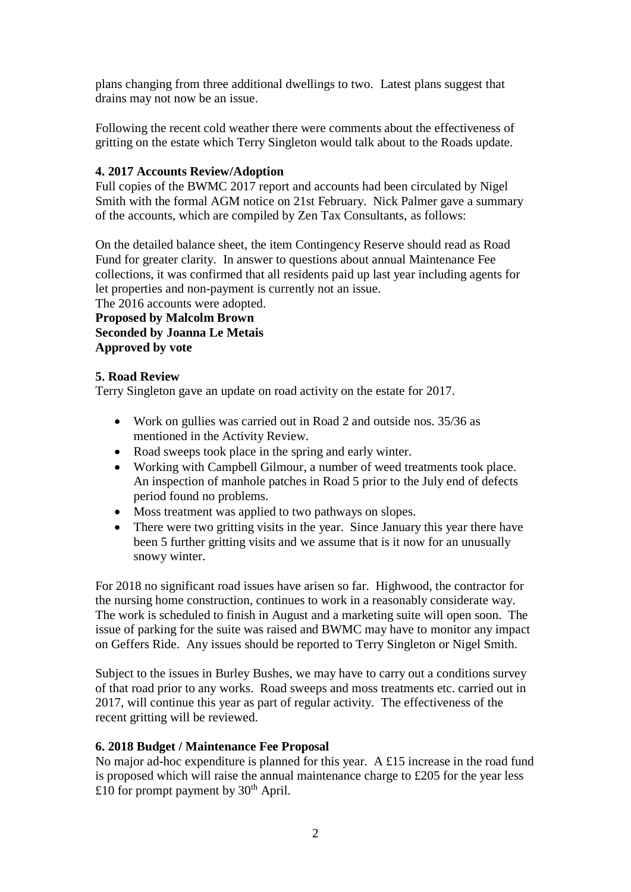plans changing from three additional dwellings to two. Latest plans suggest that drains may not now be an issue.

Following the recent cold weather there were comments about the effectiveness of gritting on the estate which Terry Singleton would talk about to the Roads update.

**4. 2017 Accounts Review/Adoption**

Full copies of the BWMC 2017 report and accounts had been circulated by Nigel Smith with the formal AGM notice on 21st February. Nick Palmer gave a summary of the accounts, which are compiled by Zen Tax Consultants, as follows:

On the detailed balance sheet, the item Contingency Reserve should read as Road Fund for greater clarity. In answer to questions about annual Maintenance Fee collections, it was confirmed that all residents paid up last year including agents for let properties and non-payment is currently not an issue.
The 2016 accounts were adopted.
**Proposed by Malcolm Brown**
**Seconded by Joanna Le Metais**
**Approved by vote**

**5. Road Review**

Terry Singleton gave an update on road activity on the estate for 2017.

- Work on gullies was carried out in Road 2 and outside nos. 35/36 as mentioned in the Activity Review.
- Road sweeps took place in the spring and early winter.
- Working with Campbell Gilmour, a number of weed treatments took place. An inspection of manhole patches in Road 5 prior to the July end of defects period found no problems.
- Moss treatment was applied to two pathways on slopes.
- There were two gritting visits in the year. Since January this year there have been 5 further gritting visits and we assume that is it now for an unusually snowy winter.

For 2018 no significant road issues have arisen so far. Highwood, the contractor for the nursing home construction, continues to work in a reasonably considerate way. The work is scheduled to finish in August and a marketing suite will open soon. The issue of parking for the suite was raised and BWMC may have to monitor any impact on Geffers Ride. Any issues should be reported to Terry Singleton or Nigel Smith.

Subject to the issues in Burley Bushes, we may have to carry out a conditions survey of that road prior to any works. Road sweeps and moss treatments etc. carried out in 2017, will continue this year as part of regular activity. The effectiveness of the recent gritting will be reviewed.

**6. 2018 Budget / Maintenance Fee Proposal**

No major ad-hoc expenditure is planned for this year. A £15 increase in the road fund is proposed which will raise the annual maintenance charge to £205 for the year less £10 for prompt payment by 30th April.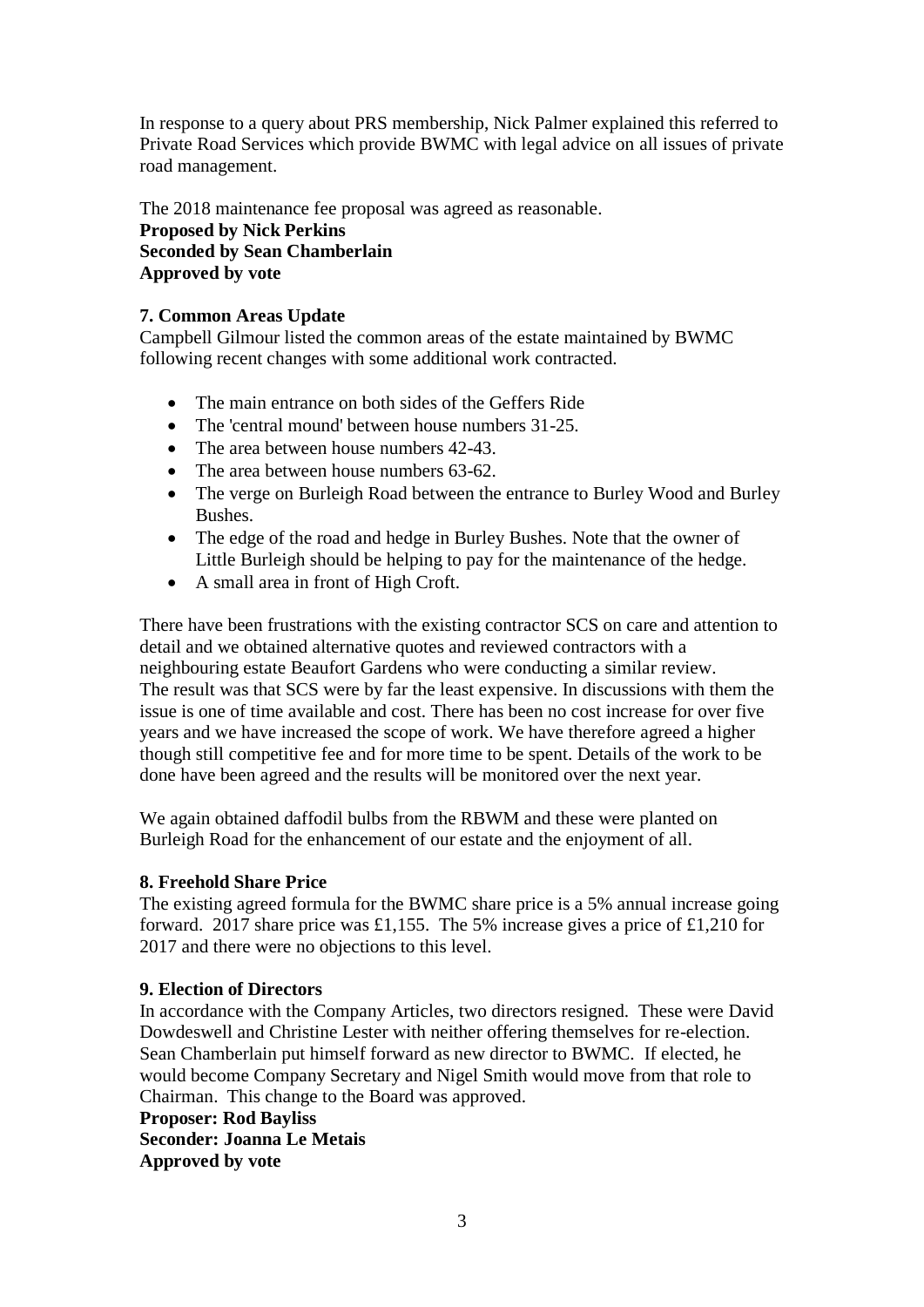In response to a query about PRS membership, Nick Palmer explained this referred to Private Road Services which provide BWMC with legal advice on all issues of private road management.

The 2018 maintenance fee proposal was agreed as reasonable.
**Proposed by Nick Perkins**
**Seconded by Sean Chamberlain**
**Approved by vote**

**7. Common Areas Update**

Campbell Gilmour listed the common areas of the estate maintained by BWMC following recent changes with some additional work contracted.

- The main entrance on both sides of the Geffers Ride
- The 'central mound' between house numbers 31-25.
- The area between house numbers 42-43.
- The area between house numbers 63-62.
- The verge on Burleigh Road between the entrance to Burley Wood and Burley Bushes.
- The edge of the road and hedge in Burley Bushes. Note that the owner of Little Burleigh should be helping to pay for the maintenance of the hedge.
- A small area in front of High Croft.

There have been frustrations with the existing contractor SCS on care and attention to detail and we obtained alternative quotes and reviewed contractors with a neighbouring estate Beaufort Gardens who were conducting a similar review. The result was that SCS were by far the least expensive. In discussions with them the issue is one of time available and cost. There has been no cost increase for over five years and we have increased the scope of work. We have therefore agreed a higher though still competitive fee and for more time to be spent. Details of the work to be done have been agreed and the results will be monitored over the next year.

We again obtained daffodil bulbs from the RBWM and these were planted on Burleigh Road for the enhancement of our estate and the enjoyment of all.

**8. Freehold Share Price**

The existing agreed formula for the BWMC share price is a 5% annual increase going forward. 2017 share price was £1,155. The 5% increase gives a price of £1,210 for 2017 and there were no objections to this level.

**9. Election of Directors**

In accordance with the Company Articles, two directors resigned. These were David Dowdeswell and Christine Lester with neither offering themselves for re-election. Sean Chamberlain put himself forward as new director to BWMC. If elected, he would become Company Secretary and Nigel Smith would move from that role to Chairman. This change to the Board was approved.
**Proposer: Rod Bayliss**
**Seconder: Joanna Le Metais**
**Approved by vote**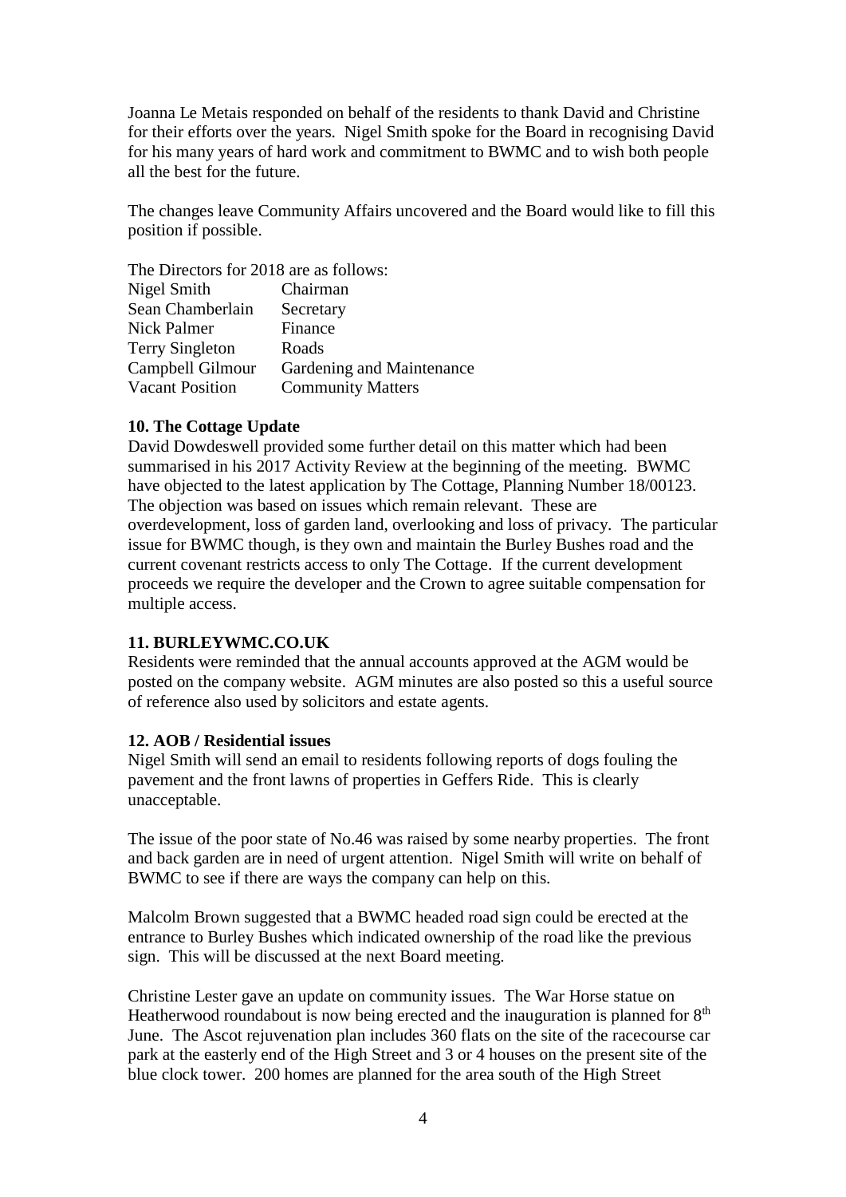Joanna Le Metais responded on behalf of the residents to thank David and Christine for their efforts over the years. Nigel Smith spoke for the Board in recognising David for his many years of hard work and commitment to BWMC and to wish both people all the best for the future.

The changes leave Community Affairs uncovered and the Board would like to fill this position if possible.

The Directors for 2018 are as follows:

| | |
|---|---|
| Nigel Smith | Chairman |
| Sean Chamberlain | Secretary |
| Nick Palmer | Finance |
| Terry Singleton | Roads |
| Campbell Gilmour | Gardening and Maintenance |
| Vacant Position | Community Matters |

**10. The Cottage Update**

David Dowdeswell provided some further detail on this matter which had been summarised in his 2017 Activity Review at the beginning of the meeting. BWMC have objected to the latest application by The Cottage, Planning Number 18/00123. The objection was based on issues which remain relevant. These are overdevelopment, loss of garden land, overlooking and loss of privacy. The particular issue for BWMC though, is they own and maintain the Burley Bushes road and the current covenant restricts access to only The Cottage. If the current development proceeds we require the developer and the Crown to agree suitable compensation for multiple access.

**11. BURLEYWMC.CO.UK**

Residents were reminded that the annual accounts approved at the AGM would be posted on the company website. AGM minutes are also posted so this a useful source of reference also used by solicitors and estate agents.

**12. AOB / Residential issues**

Nigel Smith will send an email to residents following reports of dogs fouling the pavement and the front lawns of properties in Geffers Ride. This is clearly unacceptable.

The issue of the poor state of No.46 was raised by some nearby properties. The front and back garden are in need of urgent attention. Nigel Smith will write on behalf of BWMC to see if there are ways the company can help on this.

Malcolm Brown suggested that a BWMC headed road sign could be erected at the entrance to Burley Bushes which indicated ownership of the road like the previous sign. This will be discussed at the next Board meeting.

Christine Lester gave an update on community issues. The War Horse statue on Heatherwood roundabout is now being erected and the inauguration is planned for 8th June. The Ascot rejuvenation plan includes 360 flats on the site of the racecourse car park at the easterly end of the High Street and 3 or 4 houses on the present site of the blue clock tower. 200 homes are planned for the area south of the High Street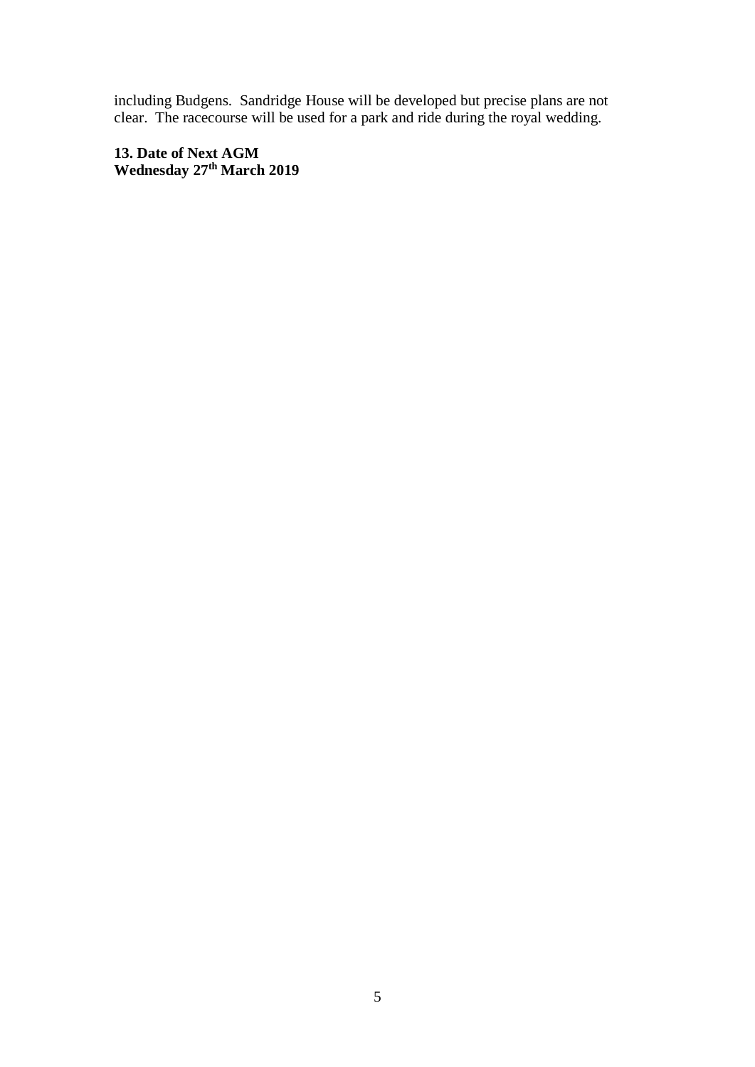including Budgens. Sandridge House will be developed but precise plans are not clear. The racecourse will be used for a park and ride during the royal wedding.

**13. Date of Next AGM**
**Wednesday 27th March 2019**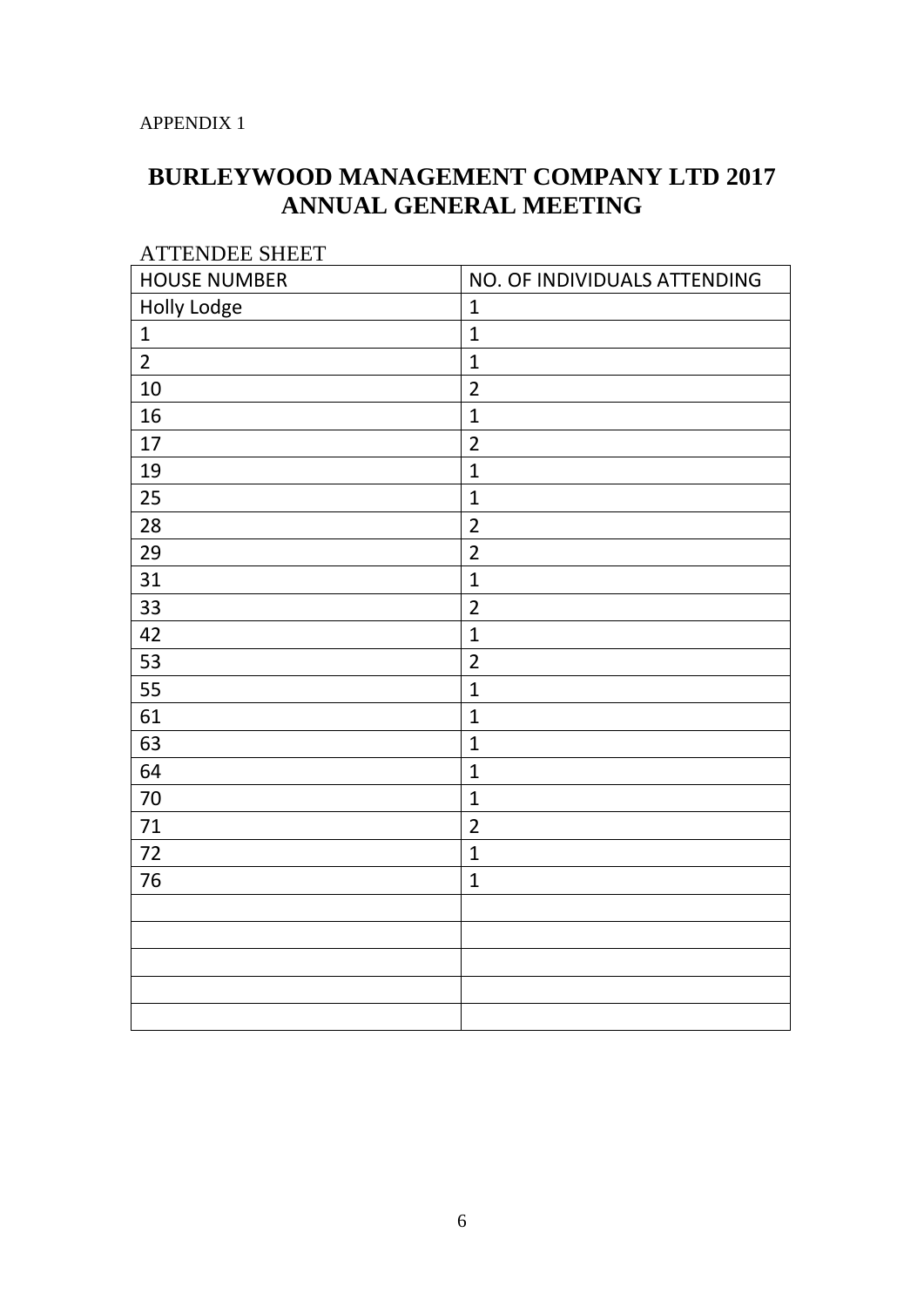APPENDIX 1

# BURLEYWOOD MANAGEMENT COMPANY LTD 2017 ANNUAL GENERAL MEETING

ATTENDEE SHEET

| HOUSE NUMBER | NO. OF INDIVIDUALS ATTENDING |
|---|---|
| Holly Lodge | 1 |
| 1 | 1 |
| 2 | 1 |
| 10 | 2 |
| 16 | 1 |
| 17 | 2 |
| 19 | 1 |
| 25 | 1 |
| 28 | 2 |
| 29 | 2 |
| 31 | 1 |
| 33 | 2 |
| 42 | 1 |
| 53 | 2 |
| 55 | 1 |
| 61 | 1 |
| 63 | 1 |
| 64 | 1 |
| 70 | 1 |
| 71 | 2 |
| 72 | 1 |
| 76 | 1 |
| | |
| | |
| | |
| | |
| | |